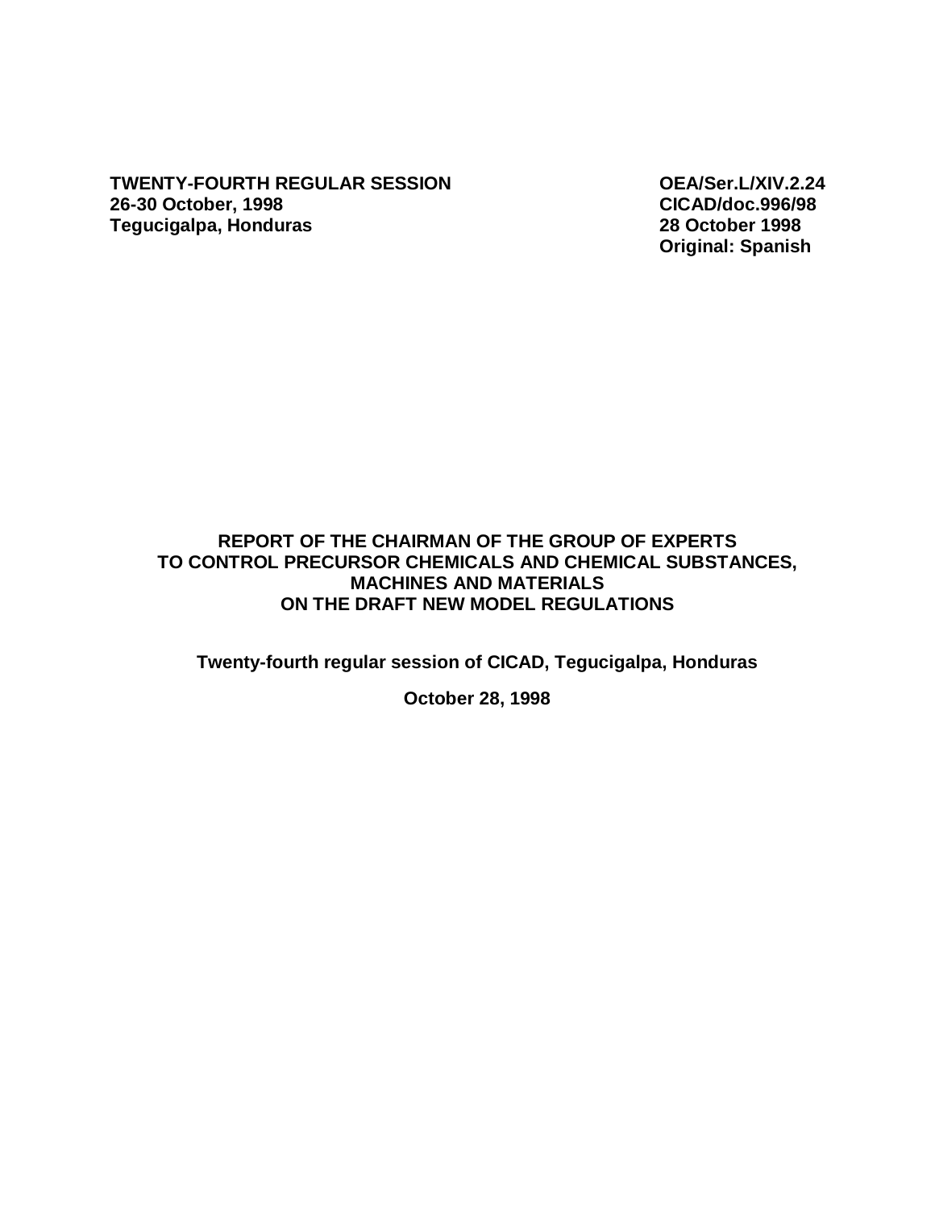**TWENTY-FOURTH REGULAR SESSION**
**26-30 October, 1998**
**Tegucigalpa, Honduras**

**OEA/Ser.L/XIV.2.24**
**CICAD/doc.996/98**
**28 October 1998**
**Original: Spanish**

# REPORT OF THE CHAIRMAN OF THE GROUP OF EXPERTS TO CONTROL PRECURSOR CHEMICALS AND CHEMICAL SUBSTANCES, MACHINES AND MATERIALS ON THE DRAFT NEW MODEL REGULATIONS

**Twenty-fourth regular session of CICAD, Tegucigalpa, Honduras**

**October 28, 1998**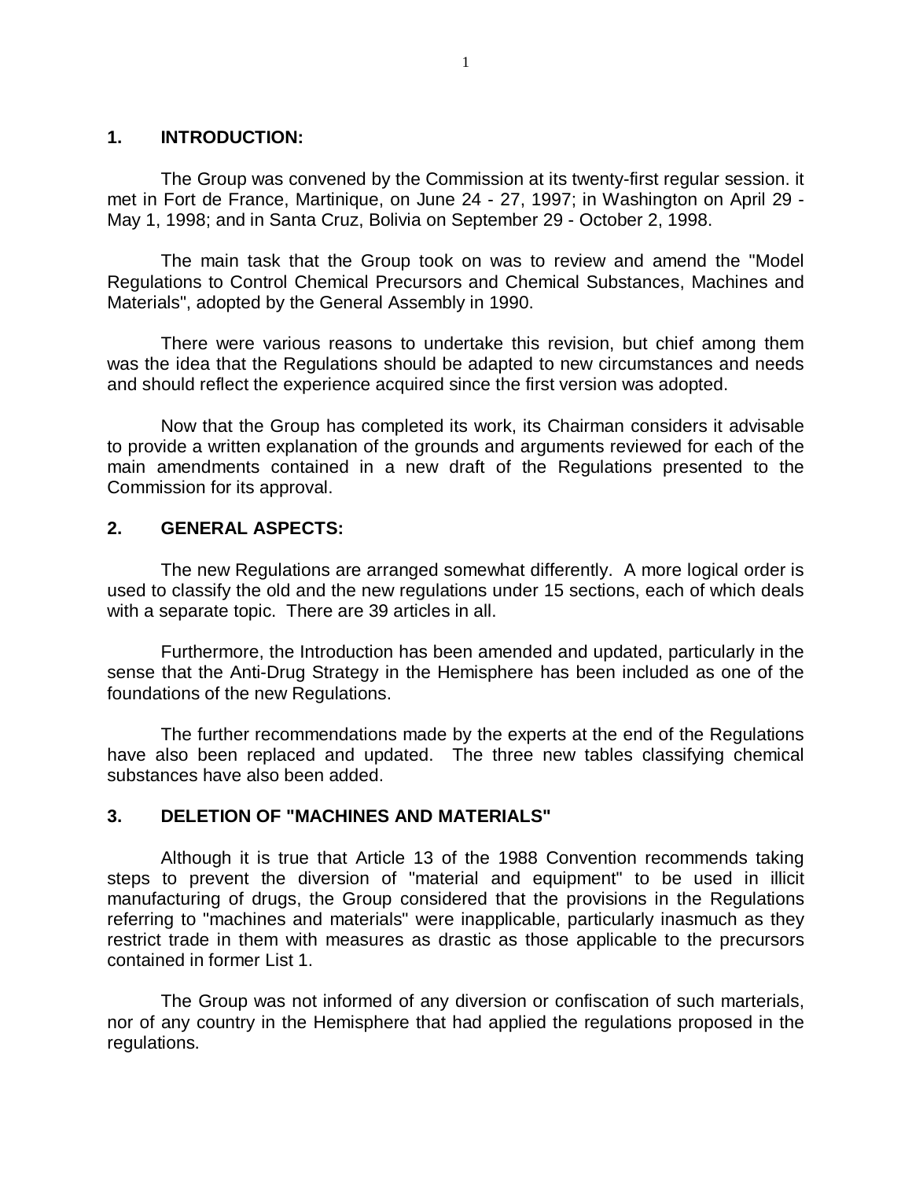## 1. INTRODUCTION:

The Group was convened by the Commission at its twenty-first regular session. it met in Fort de France, Martinique, on June 24 - 27, 1997; in Washington on April 29 - May 1, 1998; and in Santa Cruz, Bolivia on September 29 - October 2, 1998.

The main task that the Group took on was to review and amend the "Model Regulations to Control Chemical Precursors and Chemical Substances, Machines and Materials", adopted by the General Assembly in 1990.

There were various reasons to undertake this revision, but chief among them was the idea that the Regulations should be adapted to new circumstances and needs and should reflect the experience acquired since the first version was adopted.

Now that the Group has completed its work, its Chairman considers it advisable to provide a written explanation of the grounds and arguments reviewed for each of the main amendments contained in a new draft of the Regulations presented to the Commission for its approval.

## 2. GENERAL ASPECTS:

The new Regulations are arranged somewhat differently. A more logical order is used to classify the old and the new regulations under 15 sections, each of which deals with a separate topic. There are 39 articles in all.

Furthermore, the Introduction has been amended and updated, particularly in the sense that the Anti-Drug Strategy in the Hemisphere has been included as one of the foundations of the new Regulations.

The further recommendations made by the experts at the end of the Regulations have also been replaced and updated. The three new tables classifying chemical substances have also been added.

## 3. DELETION OF "MACHINES AND MATERIALS"

Although it is true that Article 13 of the 1988 Convention recommends taking steps to prevent the diversion of "material and equipment" to be used in illicit manufacturing of drugs, the Group considered that the provisions in the Regulations referring to "machines and materials" were inapplicable, particularly inasmuch as they restrict trade in them with measures as drastic as those applicable to the precursors contained in former List 1.

The Group was not informed of any diversion or confiscation of such marterials, nor of any country in the Hemisphere that had applied the regulations proposed in the regulations.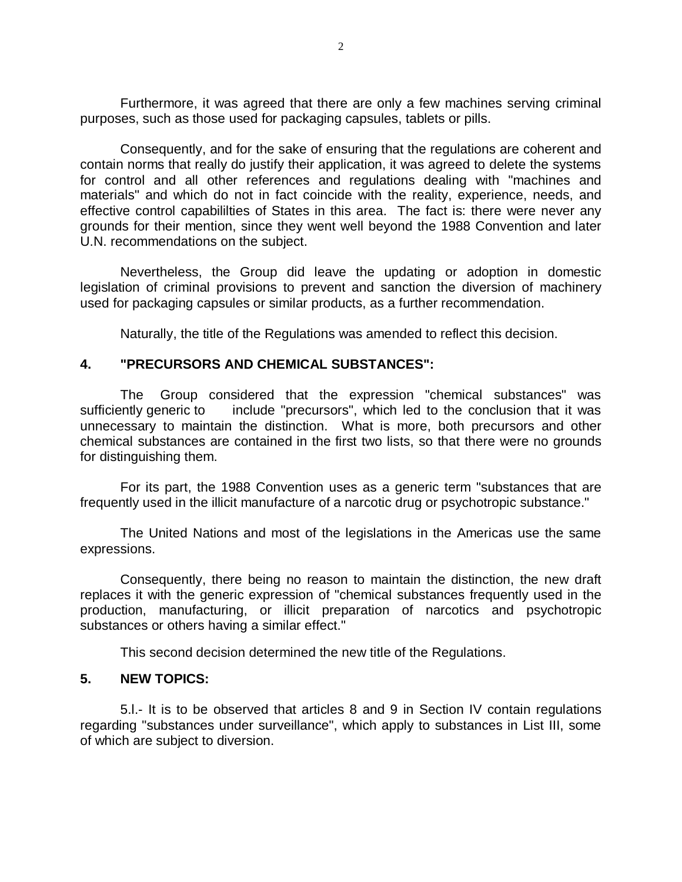Furthermore, it was agreed that there are only a few machines serving criminal purposes, such as those used for packaging capsules, tablets or pills.

Consequently, and for the sake of ensuring that the regulations are coherent and contain norms that really do justify their application, it was agreed to delete the systems for control and all other references and regulations dealing with "machines and materials" and which do not in fact coincide with the reality, experience, needs, and effective control capabililties of States in this area. The fact is: there were never any grounds for their mention, since they went well beyond the 1988 Convention and later U.N. recommendations on the subject.

Nevertheless, the Group did leave the updating or adoption in domestic legislation of criminal provisions to prevent and sanction the diversion of machinery used for packaging capsules or similar products, as a further recommendation.

Naturally, the title of the Regulations was amended to reflect this decision.

### 4. "PRECURSORS AND CHEMICAL SUBSTANCES":

The Group considered that the expression "chemical substances" was sufficiently generic to include "precursors", which led to the conclusion that it was unnecessary to maintain the distinction. What is more, both precursors and other chemical substances are contained in the first two lists, so that there were no grounds for distinguishing them.

For its part, the 1988 Convention uses as a generic term "substances that are frequently used in the illicit manufacture of a narcotic drug or psychotropic substance."

The United Nations and most of the legislations in the Americas use the same expressions.

Consequently, there being no reason to maintain the distinction, the new draft replaces it with the generic expression of "chemical substances frequently used in the production, manufacturing, or illicit preparation of narcotics and psychotropic substances or others having a similar effect."

This second decision determined the new title of the Regulations.

### 5. NEW TOPICS:

5.l.- It is to be observed that articles 8 and 9 in Section IV contain regulations regarding "substances under surveillance", which apply to substances in List III, some of which are subject to diversion.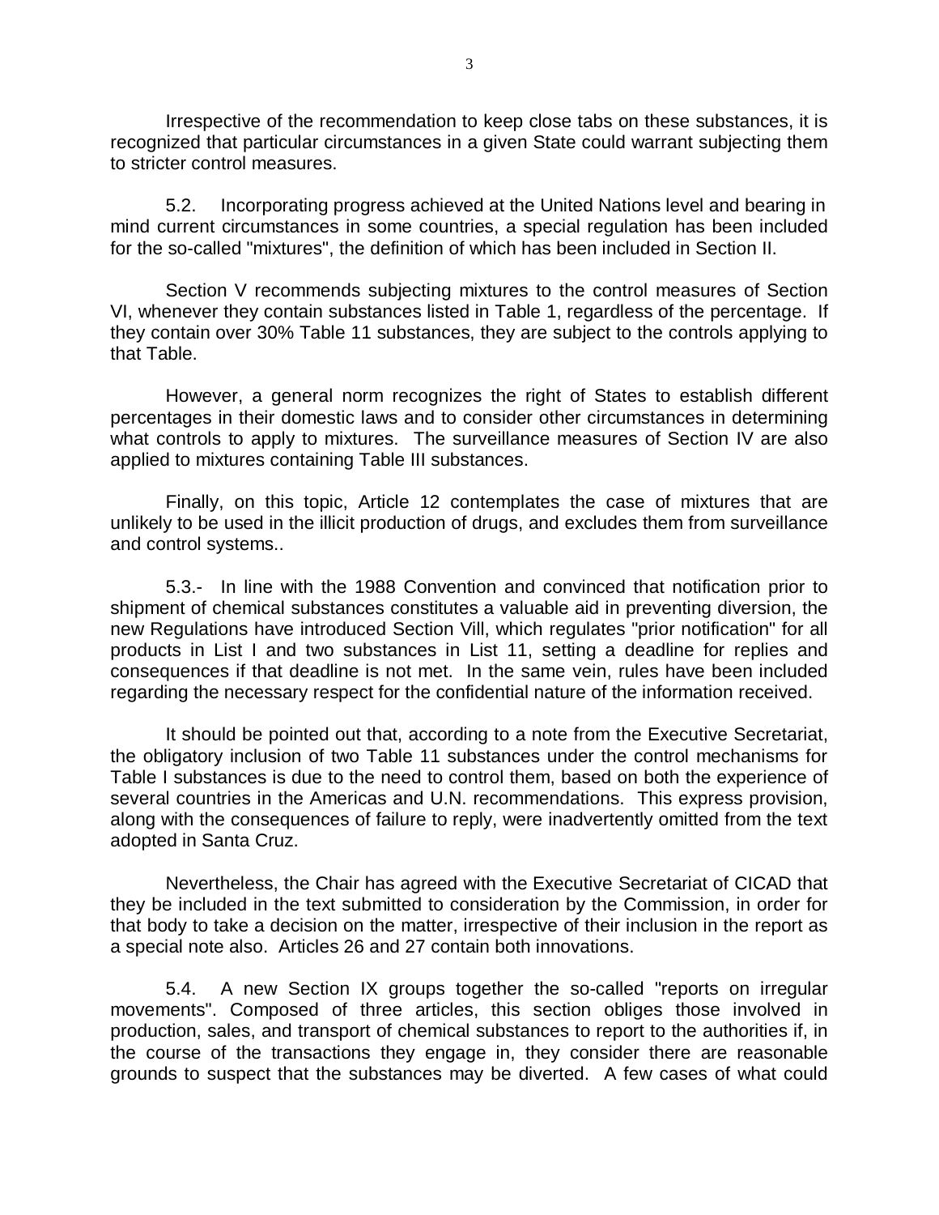Irrespective of the recommendation to keep close tabs on these substances, it is recognized that particular circumstances in a given State could warrant subjecting them to stricter control measures.

5.2. Incorporating progress achieved at the United Nations level and bearing in mind current circumstances in some countries, a special regulation has been included for the so-called "mixtures", the definition of which has been included in Section II.

Section V recommends subjecting mixtures to the control measures of Section VI, whenever they contain substances listed in Table 1, regardless of the percentage. If they contain over 30% Table 11 substances, they are subject to the controls applying to that Table.

However, a general norm recognizes the right of States to establish different percentages in their domestic laws and to consider other circumstances in determining what controls to apply to mixtures. The surveillance measures of Section IV are also applied to mixtures containing Table III substances.

Finally, on this topic, Article 12 contemplates the case of mixtures that are unlikely to be used in the illicit production of drugs, and excludes them from surveillance and control systems..

5.3.- In line with the 1988 Convention and convinced that notification prior to shipment of chemical substances constitutes a valuable aid in preventing diversion, the new Regulations have introduced Section Vill, which regulates "prior notification" for all products in List I and two substances in List 11, setting a deadline for replies and consequences if that deadline is not met. In the same vein, rules have been included regarding the necessary respect for the confidential nature of the information received.

It should be pointed out that, according to a note from the Executive Secretariat, the obligatory inclusion of two Table 11 substances under the control mechanisms for Table I substances is due to the need to control them, based on both the experience of several countries in the Americas and U.N. recommendations. This express provision, along with the consequences of failure to reply, were inadvertently omitted from the text adopted in Santa Cruz.

Nevertheless, the Chair has agreed with the Executive Secretariat of CICAD that they be included in the text submitted to consideration by the Commission, in order for that body to take a decision on the matter, irrespective of their inclusion in the report as a special note also. Articles 26 and 27 contain both innovations.

5.4. A new Section IX groups together the so-called "reports on irregular movements". Composed of three articles, this section obliges those involved in production, sales, and transport of chemical substances to report to the authorities if, in the course of the transactions they engage in, they consider there are reasonable grounds to suspect that the substances may be diverted. A few cases of what could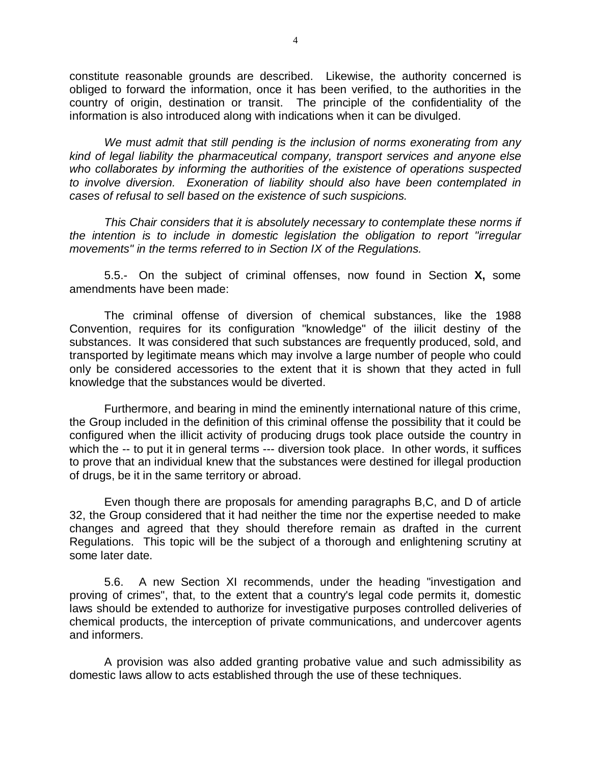constitute reasonable grounds are described. Likewise, the authority concerned is obliged to forward the information, once it has been verified, to the authorities in the country of origin, destination or transit. The principle of the confidentiality of the information is also introduced along with indications when it can be divulged.

*We must admit that still pending is the inclusion of norms exonerating from any kind of legal liability the pharmaceutical company, transport services and anyone else who collaborates by informing the authorities of the existence of operations suspected to involve diversion. Exoneration of liability should also have been contemplated in cases of refusal to sell based on the existence of such suspicions.*

*This Chair considers that it is absolutely necessary to contemplate these norms if the intention is to include in domestic legislation the obligation to report "irregular movements" in the terms referred to in Section IX of the Regulations.*

5.5.- On the subject of criminal offenses, now found in Section **X,** some amendments have been made:

The criminal offense of diversion of chemical substances, like the 1988 Convention, requires for its configuration "knowledge" of the iilicit destiny of the substances. It was considered that such substances are frequently produced, sold, and transported by legitimate means which may involve a large number of people who could only be considered accessories to the extent that it is shown that they acted in full knowledge that the substances would be diverted.

Furthermore, and bearing in mind the eminently international nature of this crime, the Group included in the definition of this criminal offense the possibility that it could be configured when the illicit activity of producing drugs took place outside the country in which the -- to put it in general terms --- diversion took place. In other words, it suffices to prove that an individual knew that the substances were destined for illegal production of drugs, be it in the same territory or abroad.

Even though there are proposals for amending paragraphs B,C, and D of article 32, the Group considered that it had neither the time nor the expertise needed to make changes and agreed that they should therefore remain as drafted in the current Regulations. This topic will be the subject of a thorough and enlightening scrutiny at some later date.

5.6. A new Section XI recommends, under the heading "investigation and proving of crimes", that, to the extent that a country's legal code permits it, domestic laws should be extended to authorize for investigative purposes controlled deliveries of chemical products, the interception of private communications, and undercover agents and informers.

A provision was also added granting probative value and such admissibility as domestic laws allow to acts established through the use of these techniques.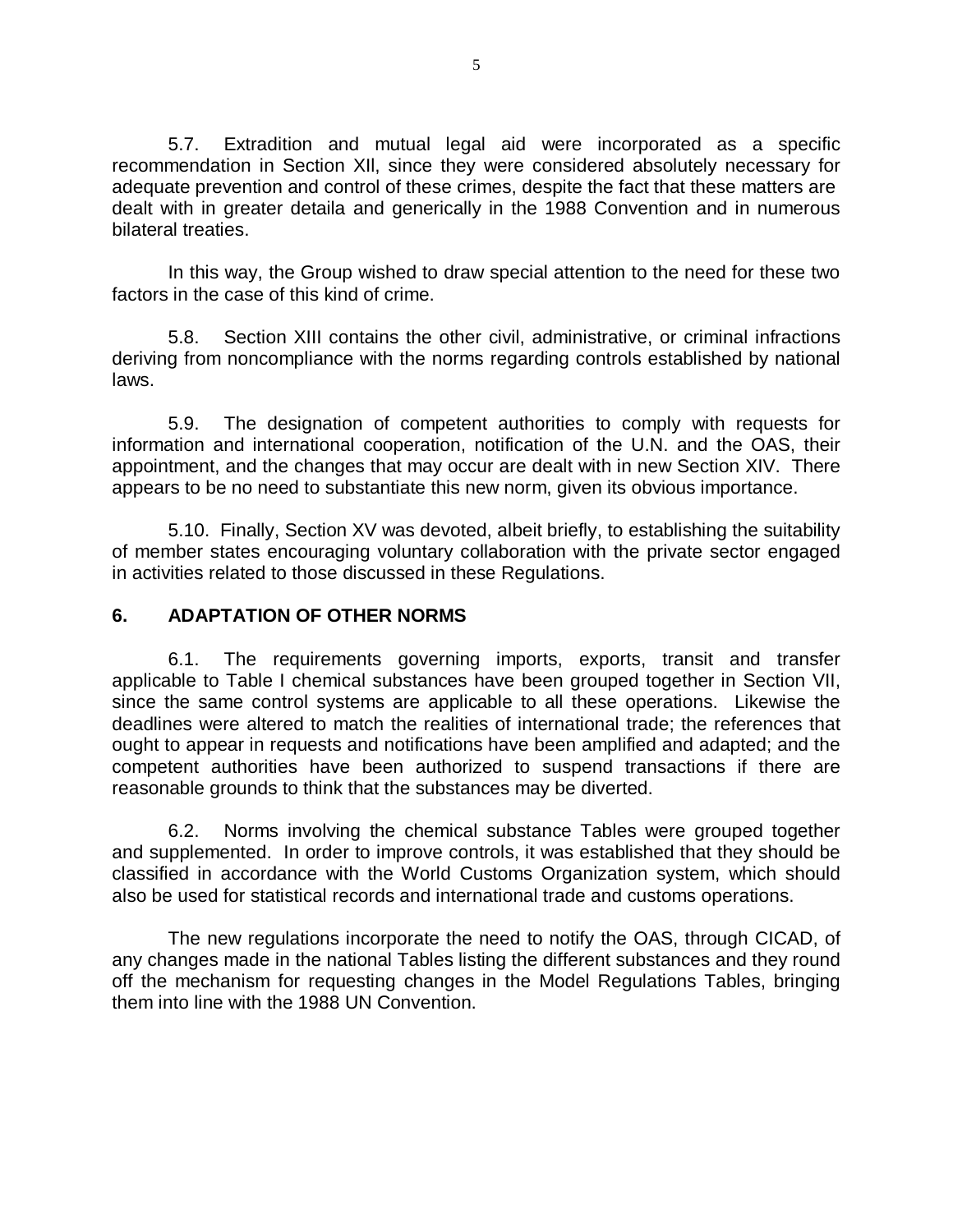5.7. Extradition and mutual legal aid were incorporated as a specific recommendation in Section XII, since they were considered absolutely necessary for adequate prevention and control of these crimes, despite the fact that these matters are dealt with in greater detaila and generically in the 1988 Convention and in numerous bilateral treaties.

In this way, the Group wished to draw special attention to the need for these two factors in the case of this kind of crime.

5.8. Section XIII contains the other civil, administrative, or criminal infractions deriving from noncompliance with the norms regarding controls established by national laws.

5.9. The designation of competent authorities to comply with requests for information and international cooperation, notification of the U.N. and the OAS, their appointment, and the changes that may occur are dealt with in new Section XIV. There appears to be no need to substantiate this new norm, given its obvious importance.

5.10. Finally, Section XV was devoted, albeit briefly, to establishing the suitability of member states encouraging voluntary collaboration with the private sector engaged in activities related to those discussed in these Regulations.

## 6. ADAPTATION OF OTHER NORMS

6.1. The requirements governing imports, exports, transit and transfer applicable to Table I chemical substances have been grouped together in Section VII, since the same control systems are applicable to all these operations. Likewise the deadlines were altered to match the realities of international trade; the references that ought to appear in requests and notifications have been amplified and adapted; and the competent authorities have been authorized to suspend transactions if there are reasonable grounds to think that the substances may be diverted.

6.2. Norms involving the chemical substance Tables were grouped together and supplemented. In order to improve controls, it was established that they should be classified in accordance with the World Customs Organization system, which should also be used for statistical records and international trade and customs operations.

The new regulations incorporate the need to notify the OAS, through CICAD, of any changes made in the national Tables listing the different substances and they round off the mechanism for requesting changes in the Model Regulations Tables, bringing them into line with the 1988 UN Convention.